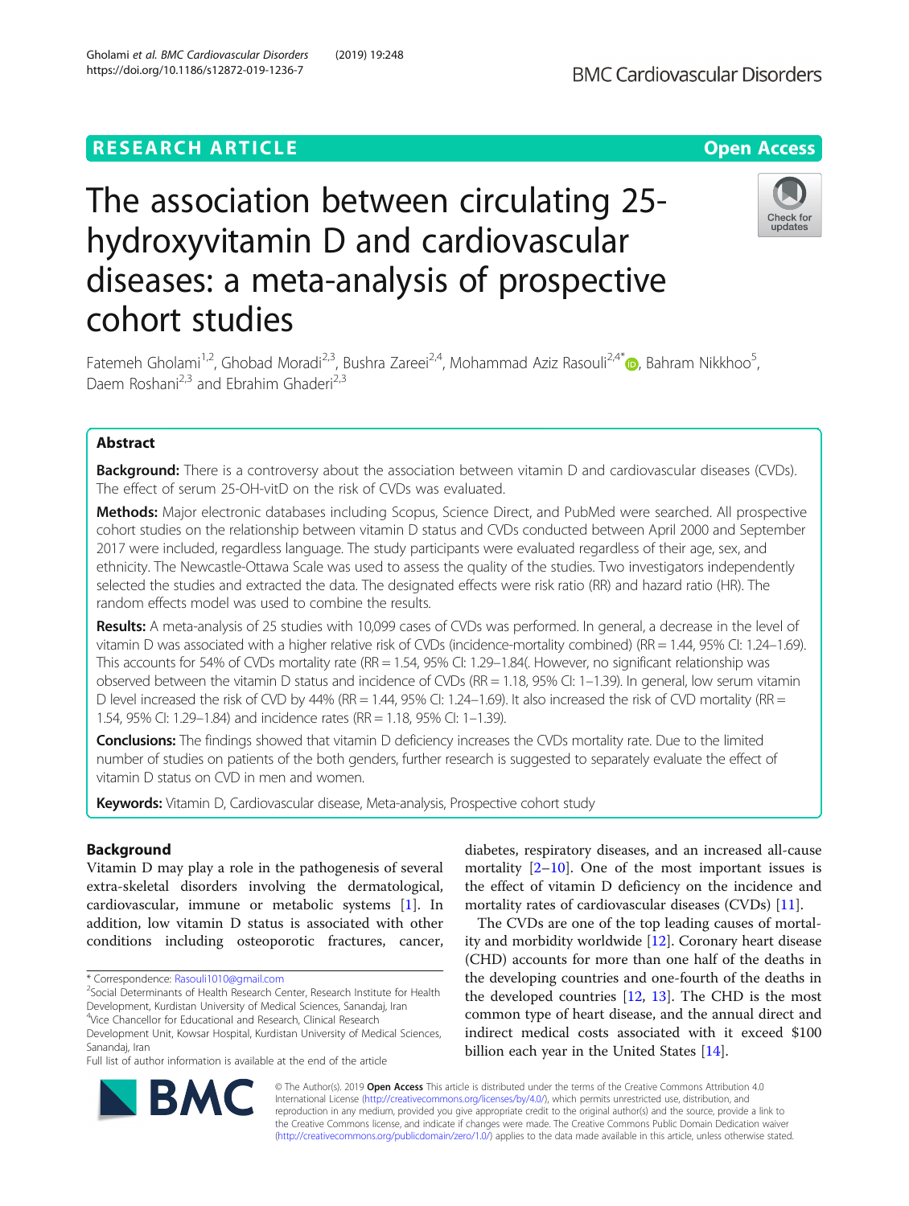RESEARCH ARTICLE

Open Access

# The association between circulating 25-hydroxyvitamin D and cardiovascular diseases: a meta-analysis of prospective cohort studies

Fatemeh Gholami[1,2], Ghobad Moradi[2,3], Bushra Zareei[2,4], Mohammad Aziz Rasouli[2,4*], Bahram Nikkhoo[5], Daem Roshani[2,3] and Ebrahim Ghaderi[2,3]

## Abstract

**Background:** There is a controversy about the association between vitamin D and cardiovascular diseases (CVDs). The effect of serum 25-OH-vitD on the risk of CVDs was evaluated.

**Methods:** Major electronic databases including Scopus, Science Direct, and PubMed were searched. All prospective cohort studies on the relationship between vitamin D status and CVDs conducted between April 2000 and September 2017 were included, regardless language. The study participants were evaluated regardless of their age, sex, and ethnicity. The Newcastle-Ottawa Scale was used to assess the quality of the studies. Two investigators independently selected the studies and extracted the data. The designated effects were risk ratio (RR) and hazard ratio (HR). The random effects model was used to combine the results.

**Results:** A meta-analysis of 25 studies with 10,099 cases of CVDs was performed. In general, a decrease in the level of vitamin D was associated with a higher relative risk of CVDs (incidence-mortality combined) (RR = 1.44, 95% CI: 1.24–1.69). This accounts for 54% of CVDs mortality rate (RR = 1.54, 95% CI: 1.29–1.84(. However, no significant relationship was observed between the vitamin D status and incidence of CVDs (RR = 1.18, 95% CI: 1–1.39). In general, low serum vitamin D level increased the risk of CVD by 44% (RR = 1.44, 95% CI: 1.24–1.69). It also increased the risk of CVD mortality (RR = 1.54, 95% CI: 1.29–1.84) and incidence rates (RR = 1.18, 95% CI: 1–1.39).

**Conclusions:** The findings showed that vitamin D deficiency increases the CVDs mortality rate. Due to the limited number of studies on patients of the both genders, further research is suggested to separately evaluate the effect of vitamin D status on CVD in men and women.

**Keywords:** Vitamin D, Cardiovascular disease, Meta-analysis, Prospective cohort study

## Background

Vitamin D may play a role in the pathogenesis of several extra-skeletal disorders involving the dermatological, cardiovascular, immune or metabolic systems [1]. In addition, low vitamin D status is associated with other conditions including osteoporotic fractures, cancer, diabetes, respiratory diseases, and an increased all-cause mortality [2–10]. One of the most important issues is the effect of vitamin D deficiency on the incidence and mortality rates of cardiovascular diseases (CVDs) [11].

The CVDs are one of the top leading causes of mortality and morbidity worldwide [12]. Coronary heart disease (CHD) accounts for more than one half of the deaths in the developing countries and one-fourth of the deaths in the developed countries [12, 13]. The CHD is the most common type of heart disease, and the annual direct and indirect medical costs associated with it exceed $100 billion each year in the United States [14].

\* Correspondence: Rasouli1010@gmail.com
[2]Social Determinants of Health Research Center, Research Institute for Health Development, Kurdistan University of Medical Sciences, Sanandaj, Iran
[4]Vice Chancellor for Educational and Research, Clinical Research Development Unit, Kowsar Hospital, Kurdistan University of Medical Sciences, Sanandaj, Iran
Full list of author information is available at the end of the article

© The Author(s). 2019 **Open Access** This article is distributed under the terms of the Creative Commons Attribution 4.0 International License (http://creativecommons.org/licenses/by/4.0/), which permits unrestricted use, distribution, and reproduction in any medium, provided you give appropriate credit to the original author(s) and the source, provide a link to the Creative Commons license, and indicate if changes were made. The Creative Commons Public Domain Dedication waiver (http://creativecommons.org/publicdomain/zero/1.0/) applies to the data made available in this article, unless otherwise stated.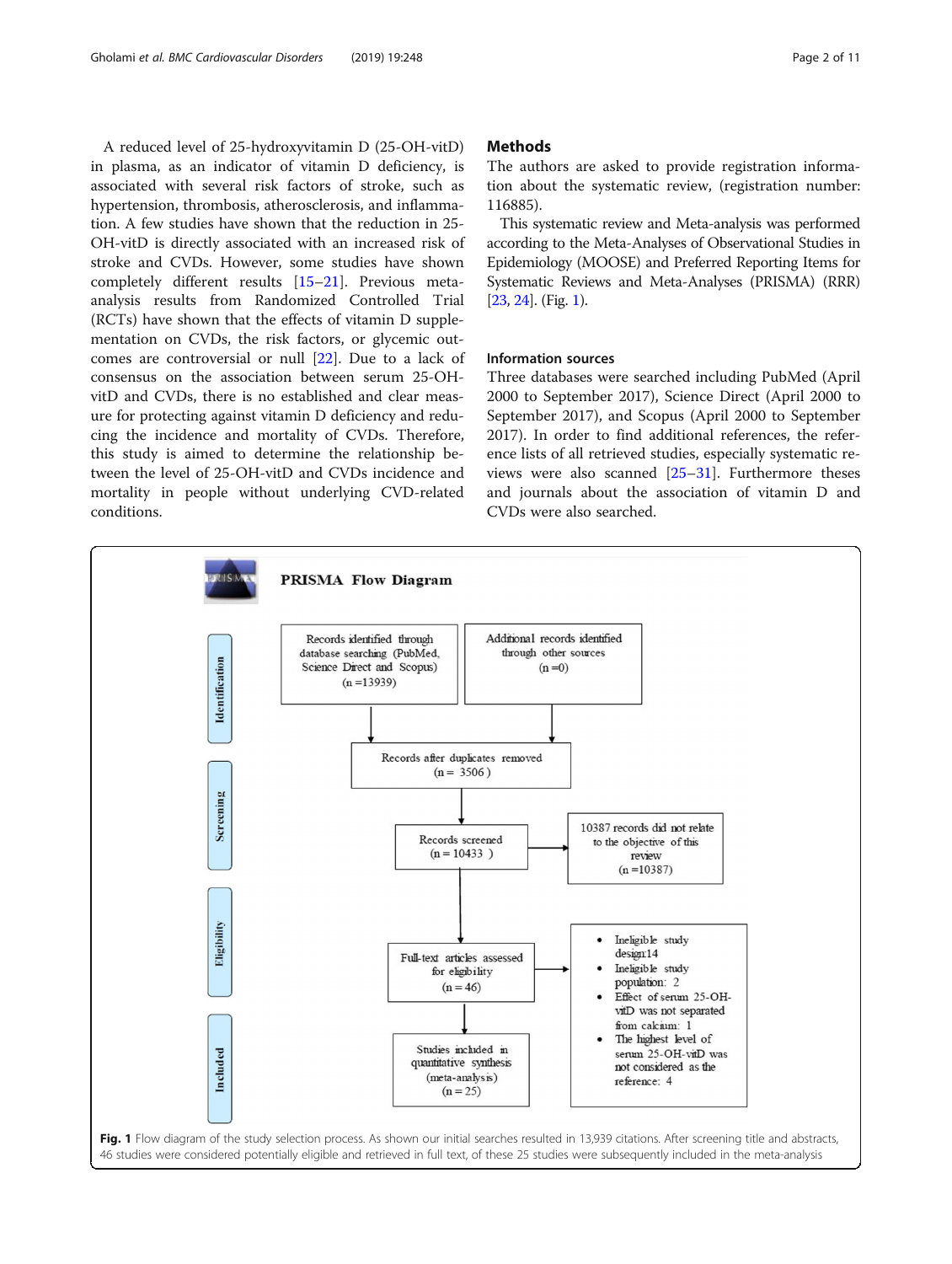A reduced level of 25-hydroxyvitamin D (25-OH-vitD) in plasma, as an indicator of vitamin D deficiency, is associated with several risk factors of stroke, such as hypertension, thrombosis, atherosclerosis, and inflammation. A few studies have shown that the reduction in 25-OH-vitD is directly associated with an increased risk of stroke and CVDs. However, some studies have shown completely different results [15–21]. Previous meta-analysis results from Randomized Controlled Trial (RCTs) have shown that the effects of vitamin D supplementation on CVDs, the risk factors, or glycemic outcomes are controversial or null [22]. Due to a lack of consensus on the association between serum 25-OH-vitD and CVDs, there is no established and clear measure for protecting against vitamin D deficiency and reducing the incidence and mortality of CVDs. Therefore, this study is aimed to determine the relationship between the level of 25-OH-vitD and CVDs incidence and mortality in people without underlying CVD-related conditions.

## Methods

The authors are asked to provide registration information about the systematic review, (registration number: 116885).

This systematic review and Meta-analysis was performed according to the Meta-Analyses of Observational Studies in Epidemiology (MOOSE) and Preferred Reporting Items for Systematic Reviews and Meta-Analyses (PRISMA) (RRR) [23, 24]. (Fig. 1).

### Information sources

Three databases were searched including PubMed (April 2000 to September 2017), Science Direct (April 2000 to September 2017), and Scopus (April 2000 to September 2017). In order to find additional references, the reference lists of all retrieved studies, especially systematic reviews were also scanned [25–31]. Furthermore theses and journals about the association of vitamin D and CVDs were also searched.

PRISMA Flow Diagram

Identification

Records identified through database searching (PubMed, Science Direct and Scopus) (n =13939)

Additional records identified through other sources (n =0)

Records after duplicates removed (n = 3506 )

Screening

Records screened (n = 10433 )

10387 records did not relate to the objective of this review (n =10387)

Eligibility

Full-text articles assessed for eligibility (n = 46)

- Ineligible study design:14
- Ineligible study population: 2
- Effect of serum 25-OH-vitD was not separated from calcium: 1
- The highest level of serum 25-OH-vitD was not considered as the reference: 4

Included

Studies included in quantitative synthesis (meta-analysis) (n = 25)

**Fig. 1** Flow diagram of the study selection process. As shown our initial searches resulted in 13,939 citations. After screening title and abstracts, 46 studies were considered potentially eligible and retrieved in full text, of these 25 studies were subsequently included in the meta-analysis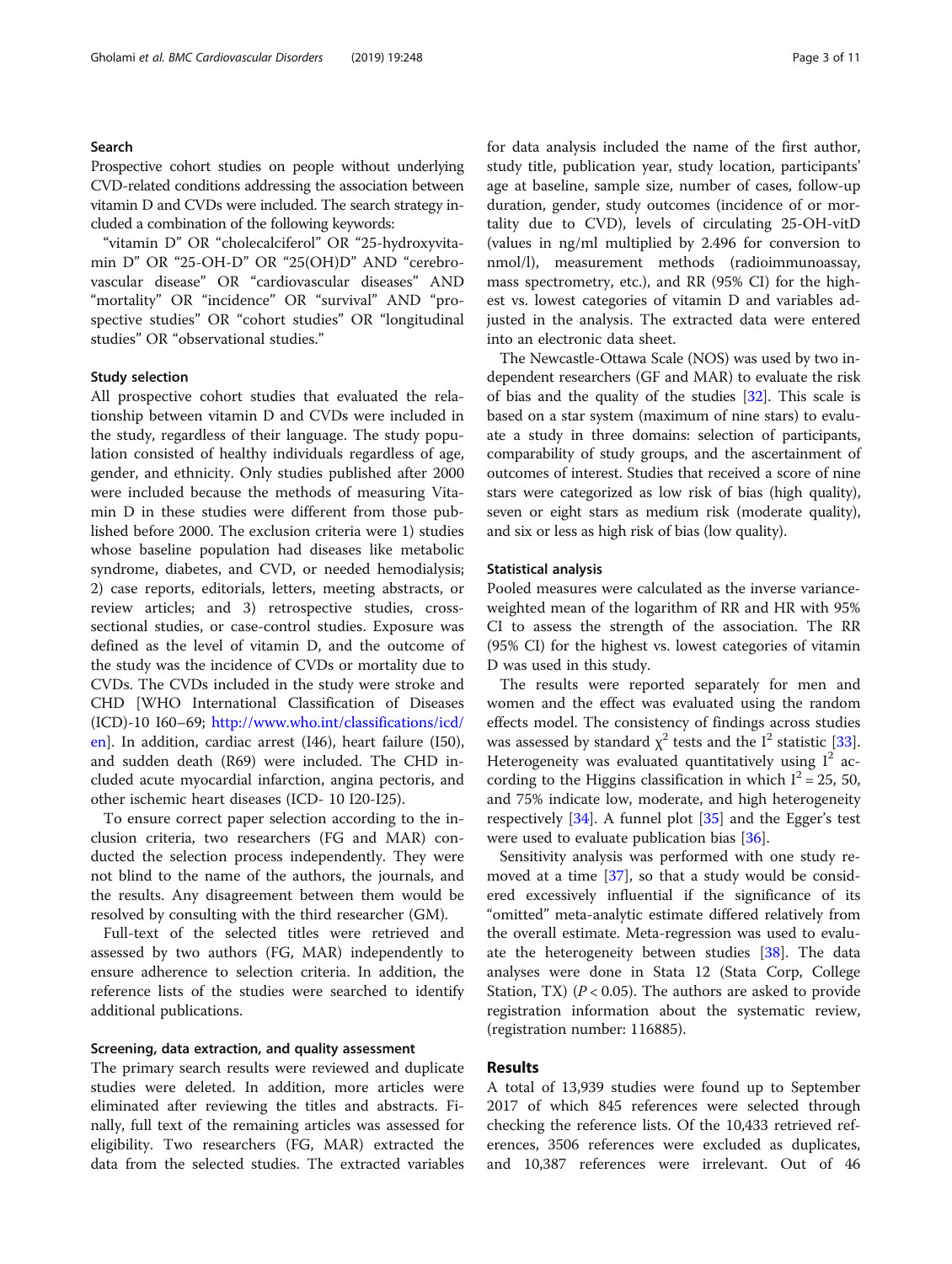### Search

Prospective cohort studies on people without underlying CVD-related conditions addressing the association between vitamin D and CVDs were included. The search strategy included a combination of the following keywords:

"vitamin D" OR "cholecalciferol" OR "25-hydroxyvitamin D" OR "25-OH-D" OR "25(OH)D" AND "cerebrovascular disease" OR "cardiovascular diseases" AND "mortality" OR "incidence" OR "survival" AND "prospective studies" OR "cohort studies" OR "longitudinal studies" OR "observational studies."

### Study selection

All prospective cohort studies that evaluated the relationship between vitamin D and CVDs were included in the study, regardless of their language. The study population consisted of healthy individuals regardless of age, gender, and ethnicity. Only studies published after 2000 were included because the methods of measuring Vitamin D in these studies were different from those published before 2000. The exclusion criteria were 1) studies whose baseline population had diseases like metabolic syndrome, diabetes, and CVD, or needed hemodialysis; 2) case reports, editorials, letters, meeting abstracts, or review articles; and 3) retrospective studies, cross-sectional studies, or case-control studies. Exposure was defined as the level of vitamin D, and the outcome of the study was the incidence of CVDs or mortality due to CVDs. The CVDs included in the study were stroke and CHD [WHO International Classification of Diseases (ICD)-10 I60–69; http://www.who.int/classifications/icd/en]. In addition, cardiac arrest (I46), heart failure (I50), and sudden death (R69) were included. The CHD included acute myocardial infarction, angina pectoris, and other ischemic heart diseases (ICD- 10 I20-I25).

To ensure correct paper selection according to the inclusion criteria, two researchers (FG and MAR) conducted the selection process independently. They were not blind to the name of the authors, the journals, and the results. Any disagreement between them would be resolved by consulting with the third researcher (GM).

Full-text of the selected titles were retrieved and assessed by two authors (FG, MAR) independently to ensure adherence to selection criteria. In addition, the reference lists of the studies were searched to identify additional publications.

### Screening, data extraction, and quality assessment

The primary search results were reviewed and duplicate studies were deleted. In addition, more articles were eliminated after reviewing the titles and abstracts. Finally, full text of the remaining articles was assessed for eligibility. Two researchers (FG, MAR) extracted the data from the selected studies. The extracted variables for data analysis included the name of the first author, study title, publication year, study location, participants' age at baseline, sample size, number of cases, follow-up duration, gender, study outcomes (incidence of or mortality due to CVD), levels of circulating 25-OH-vitD (values in ng/ml multiplied by 2.496 for conversion to nmol/l), measurement methods (radioimmunoassay, mass spectrometry, etc.), and RR (95% CI) for the highest vs. lowest categories of vitamin D and variables adjusted in the analysis. The extracted data were entered into an electronic data sheet.

The Newcastle-Ottawa Scale (NOS) was used by two independent researchers (GF and MAR) to evaluate the risk of bias and the quality of the studies [32]. This scale is based on a star system (maximum of nine stars) to evaluate a study in three domains: selection of participants, comparability of study groups, and the ascertainment of outcomes of interest. Studies that received a score of nine stars were categorized as low risk of bias (high quality), seven or eight stars as medium risk (moderate quality), and six or less as high risk of bias (low quality).

### Statistical analysis

Pooled measures were calculated as the inverse variance-weighted mean of the logarithm of RR and HR with 95% CI to assess the strength of the association. The RR (95% CI) for the highest vs. lowest categories of vitamin D was used in this study.

The results were reported separately for men and women and the effect was evaluated using the random effects model. The consistency of findings across studies was assessed by standard $\chi^2$ tests and the $I^2$ statistic [33]. Heterogeneity was evaluated quantitatively using $I^2$ according to the Higgins classification in which $I^2 = 25$, 50, and 75% indicate low, moderate, and high heterogeneity respectively [34]. A funnel plot [35] and the Egger's test were used to evaluate publication bias [36].

Sensitivity analysis was performed with one study removed at a time [37], so that a study would be considered excessively influential if the significance of its "omitted" meta-analytic estimate differed relatively from the overall estimate. Meta-regression was used to evaluate the heterogeneity between studies [38]. The data analyses were done in Stata 12 (Stata Corp, College Station, TX) ($P < 0.05$). The authors are asked to provide registration information about the systematic review, (registration number: 116885).

## Results

A total of 13,939 studies were found up to September 2017 of which 845 references were selected through checking the reference lists. Of the 10,433 retrieved references, 3506 references were excluded as duplicates, and 10,387 references were irrelevant. Out of 46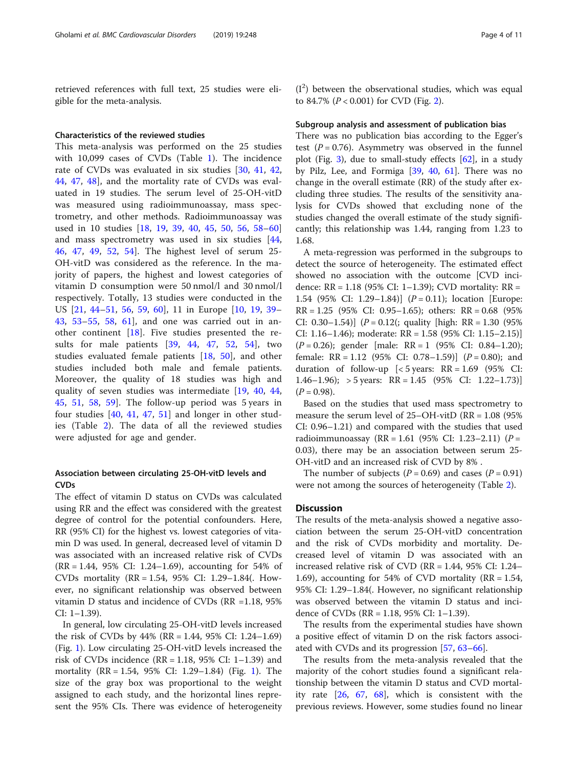retrieved references with full text, 25 studies were eligible for the meta-analysis.

### Characteristics of the reviewed studies

This meta-analysis was performed on the 25 studies with 10,099 cases of CVDs (Table 1). The incidence rate of CVDs was evaluated in six studies [30, 41, 42, 44, 47, 48], and the mortality rate of CVDs was evaluated in 19 studies. The serum level of 25-OH-vitD was measured using radioimmunoassay, mass spectrometry, and other methods. Radioimmunoassay was used in 10 studies [18, 19, 39, 40, 45, 50, 56, 58–60] and mass spectrometry was used in six studies [44, 46, 47, 49, 52, 54]. The highest level of serum 25-OH-vitD was considered as the reference. In the majority of papers, the highest and lowest categories of vitamin D consumption were 50 nmol/l and 30 nmol/l respectively. Totally, 13 studies were conducted in the US [21, 44–51, 56, 59, 60], 11 in Europe [10, 19, 39–43, 53–55, 58, 61], and one was carried out in another continent [18]. Five studies presented the results for male patients [39, 44, 47, 52, 54], two studies evaluated female patients [18, 50], and other studies included both male and female patients. Moreover, the quality of 18 studies was high and quality of seven studies was intermediate [19, 40, 44, 45, 51, 58, 59]. The follow-up period was 5 years in four studies [40, 41, 47, 51] and longer in other studies (Table 2). The data of all the reviewed studies were adjusted for age and gender.

### Association between circulating 25-OH-vitD levels and CVDs

The effect of vitamin D status on CVDs was calculated using RR and the effect was considered with the greatest degree of control for the potential confounders. Here, RR (95% CI) for the highest vs. lowest categories of vitamin D was used. In general, decreased level of vitamin D was associated with an increased relative risk of CVDs (RR = 1.44, 95% CI: 1.24–1.69), accounting for 54% of CVDs mortality (RR = 1.54, 95% CI: 1.29–1.84(. However, no significant relationship was observed between vitamin D status and incidence of CVDs (RR =1.18, 95% CI: 1–1.39).

In general, low circulating 25-OH-vitD levels increased the risk of CVDs by 44% (RR = 1.44, 95% CI: 1.24–1.69) (Fig. 1). Low circulating 25-OH-vitD levels increased the risk of CVDs incidence (RR = 1.18, 95% CI: 1–1.39) and mortality (RR = 1.54, 95% CI: 1.29–1.84) (Fig. 1). The size of the gray box was proportional to the weight assigned to each study, and the horizontal lines represent the 95% CIs. There was evidence of heterogeneity ($I^2$) between the observational studies, which was equal to 84.7% ($P < 0.001$) for CVD (Fig. 2).

### Subgroup analysis and assessment of publication bias

There was no publication bias according to the Egger's test ($P = 0.76$). Asymmetry was observed in the funnel plot (Fig. 3), due to small-study effects [62], in a study by Pilz, Lee, and Formiga [39, 40, 61]. There was no change in the overall estimate (RR) of the study after excluding three studies. The results of the sensitivity analysis for CVDs showed that excluding none of the studies changed the overall estimate of the study significantly; this relationship was 1.44, ranging from 1.23 to 1.68.

A meta-regression was performed in the subgroups to detect the source of heterogeneity. The estimated effect showed no association with the outcome [CVD incidence: RR = 1.18 (95% CI: 1–1.39); CVD mortality: RR = 1.54 (95% CI: 1.29–1.84)] ($P = 0.11$); location [Europe: RR = 1.25 (95% CI: 0.95–1.65); others: RR = 0.68 (95% CI: 0.30–1.54)] ($P = 0.12$(; quality [high: RR = 1.30 (95% CI: 1.16–1.46); moderate: RR = 1.58 (95% CI: 1.15–2.15)] ($P = 0.26$); gender [male: RR = 1 (95% CI: 0.84–1.20); female: RR = 1.12 (95% CI: 0.78–1.59)] ($P = 0.80$); and duration of follow-up [< 5 years: RR = 1.69 (95% CI: 1.46–1.96); > 5 years: RR = 1.45 (95% CI: 1.22–1.73)] ($P = 0.98$).

Based on the studies that used mass spectrometry to measure the serum level of 25–OH-vitD (RR = 1.08 (95% CI: 0.96–1.21) and compared with the studies that used radioimmunoassay (RR = 1.61 (95% CI: 1.23–2.11) ($P = 0.03$), there may be an association between serum 25-OH-vitD and an increased risk of CVD by 8% .

The number of subjects ($P = 0.69$) and cases ($P = 0.91$) were not among the sources of heterogeneity (Table 2).

## Discussion

The results of the meta-analysis showed a negative association between the serum 25-OH-vitD concentration and the risk of CVDs morbidity and mortality. Decreased level of vitamin D was associated with an increased relative risk of CVD (RR = 1.44, 95% CI: 1.24–1.69), accounting for 54% of CVD mortality (RR = 1.54, 95% CI: 1.29–1.84(. However, no significant relationship was observed between the vitamin D status and incidence of CVDs (RR = 1.18, 95% CI: 1–1.39).

The results from the experimental studies have shown a positive effect of vitamin D on the risk factors associated with CVDs and its progression [57, 63–66].

The results from the meta-analysis revealed that the majority of the cohort studies found a significant relationship between the vitamin D status and CVD mortality rate [26, 67, 68], which is consistent with the previous reviews. However, some studies found no linear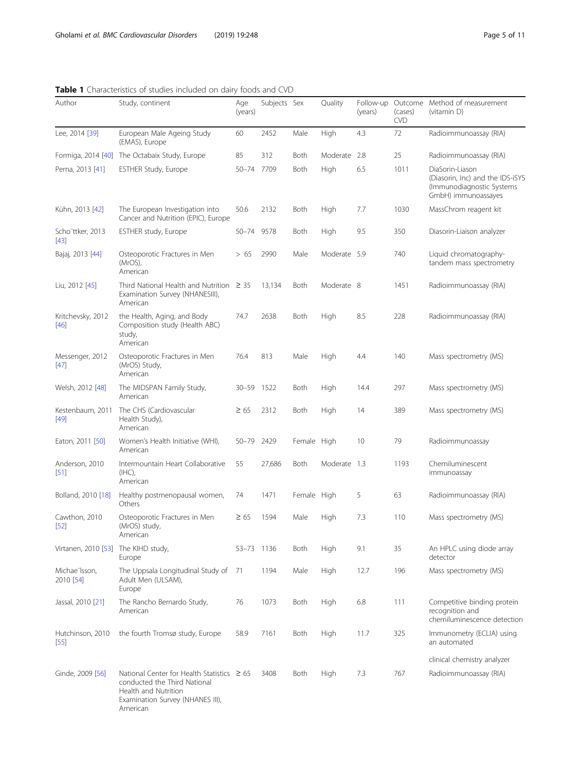**Table 1** Characteristics of studies included on dairy foods and CVD

| Author | Study, continent | Age (years) | Subjects | Sex | Quality | Follow-up (years) | Outcome (cases) CVD | Method of measurement (vitamin D) |
|---|---|---|---|---|---|---|---|---|
| Lee, 2014 [39] | European Male Ageing Study (EMAS), Europe | 60 | 2452 | Male | High | 4.3 | 72 | Radioimmunoassay (RIA) |
| Formiga, 2014 [40] | The Octabaix Study, Europe | 85 | 312 | Both | Moderate | 2.8 | 25 | Radioimmunoassay (RIA) |
| Perna, 2013 [41] | ESTHER Study, Europe | 50–74 | 7709 | Both | High | 6.5 | 1011 | DiaSorin-Liason (Diasorin, Inc) and the IDS-iSYS (Immunodiagnostic Systems GmbH) immunoassayes |
| Kühn, 2013 [42] | The European Investigation into Cancer and Nutrition (EPIC), Europe | 50.6 | 2132 | Both | High | 7.7 | 1030 | MassChrom reagent kit |
| Scho¨ttker, 2013 [43] | ESTHER study, Europe | 50–74 | 9578 | Both | High | 9.5 | 350 | Diasorin-Liaison analyzer |
| Bajaj, 2013 [44] | Osteoporotic Fractures in Men (MrOS), American | > 65 | 2990 | Male | Moderate | 5.9 | 740 | Liquid chromatography-tandem mass spectrometry |
| Liu, 2012 [45] | Third National Health and Nutrition Examination Survey (NHANESIII), American | ≥ 35 | 13,134 | Both | Moderate | 8 | 1451 | Radioimmunoassay (RIA) |
| Kritchevsky, 2012 [46] | the Health, Aging, and Body Composition study (Health ABC) study, American | 74.7 | 2638 | Both | High | 8.5 | 228 | Radioimmunoassay (RIA) |
| Messenger, 2012 [47] | Osteoporotic Fractures in Men (MrOS) Study, American | 76.4 | 813 | Male | High | 4.4 | 140 | Mass spectrometry (MS) |
| Welsh, 2012 [48] | The MIDSPAN Family Study, American | 30–59 | 1522 | Both | High | 14.4 | 297 | Mass spectrometry (MS) |
| Kestenbaum, 2011 [49] | The CHS (Cardiovascular Health Study), American | ≥ 65 | 2312 | Both | High | 14 | 389 | Mass spectrometry (MS) |
| Eaton, 2011 [50] | Women's Health Initiative (WHI), American | 50–79 | 2429 | Female | High | 10 | 79 | Radioimmunoassay |
| Anderson, 2010 [51] | Intermountain Heart Collaborative (IHC), American | 55 | 27,686 | Both | Moderate | 1.3 | 1193 | Chemiluminescent immunoassay |
| Bolland, 2010 [18] | Healthy postmenopausal women, Others | 74 | 1471 | Female | High | 5 | 63 | Radioimmunoassay (RIA) |
| Cawthon, 2010 [52] | Osteoporotic Fractures in Men (MrOS) study, American | ≥ 65 | 1594 | Male | High | 7.3 | 110 | Mass spectrometry (MS) |
| Virtanen, 2010 [53] | The KIHD study, Europe | 53–73 | 1136 | Both | High | 9.1 | 35 | An HPLC using diode array detector |
| Michae¨lsson, 2010 [54] | The Uppsala Longitudinal Study of Adult Men (ULSAM), Europe | 71 | 1194 | Male | High | 12.7 | 196 | Mass spectrometry (MS) |
| Jassal, 2010 [21] | The Rancho Bernardo Study, American | 76 | 1073 | Both | High | 6.8 | 111 | Competitive binding protein recognition and chemiluminescence detection |
| Hutchinson, 2010 [55] | the fourth Tromsø study, Europe | 58.9 | 7161 | Both | High | 11.7 | 325 | Immunometry (ECLIA) using an automated clinical chemistry analyzer |
| Ginde, 2009 [56] | National Center for Health Statistics conducted the Third National Health and Nutrition Examination Survey (NHANES III), American | ≥ 65 | 3408 | Both | High | 7.3 | 767 | Radioimmunoassay (RIA) |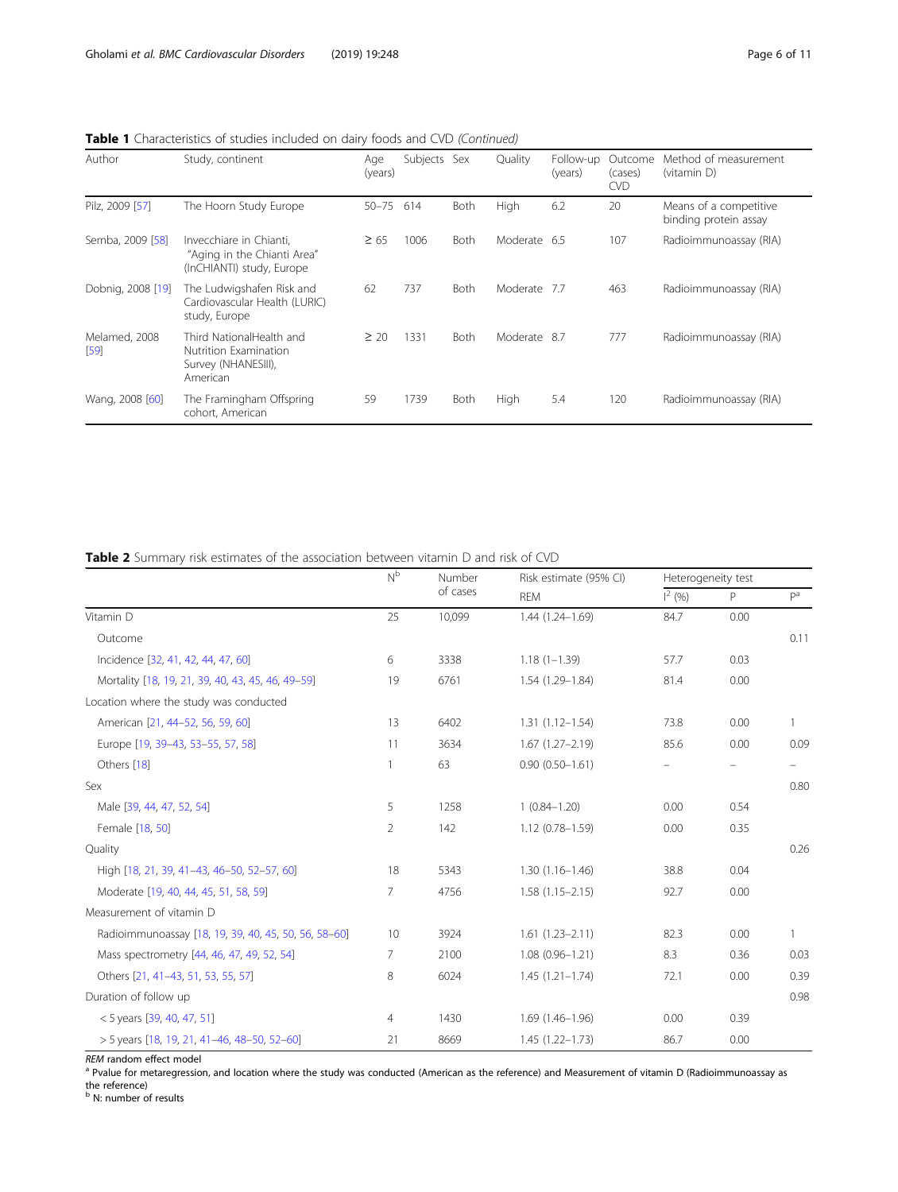**Table 1** Characteristics of studies included on dairy foods and CVD *(Continued)*

| Author | Study, continent | Age (years) | Subjects | Sex | Quality | Follow-up (years) | Outcome (cases) CVD | Method of measurement (vitamin D) |
|---|---|---|---|---|---|---|---|---|
| Pilz, 2009 [57] | The Hoorn Study Europe | 50–75 | 614 | Both | High | 6.2 | 20 | Means of a competitive binding protein assay |
| Semba, 2009 [58] | Invecchiare in Chianti, "Aging in the Chianti Area" (InCHIANTI) study, Europe | ≥ 65 | 1006 | Both | Moderate | 6.5 | 107 | Radioimmunoassay (RIA) |
| Dobnig, 2008 [19] | The Ludwigshafen Risk and Cardiovascular Health (LURIC) study, Europe | 62 | 737 | Both | Moderate | 7.7 | 463 | Radioimmunoassay (RIA) |
| Melamed, 2008 [59] | Third NationalHealth and Nutrition Examination Survey (NHANESIII), American | ≥ 20 | 1331 | Both | Moderate | 8.7 | 777 | Radioimmunoassay (RIA) |
| Wang, 2008 [60] | The Framingham Offspring cohort, American | 59 | 1739 | Both | High | 5.4 | 120 | Radioimmunoassay (RIA) |

**Table 2** Summary risk estimates of the association between vitamin D and risk of CVD

| | N[b] | Number of cases | Risk estimate (95% CI) | Heterogeneity test | | |
|---|---|---|---|---|---|---|
| | | | REM | $I^2$ (%) | P | P[a] |
| Vitamin D | 25 | 10,099 | 1.44 (1.24–1.69) | 84.7 | 0.00 | |
| Outcome | | | | | | 0.11 |
| Incidence [32, 41, 42, 44, 47, 60] | 6 | 3338 | 1.18 (1–1.39) | 57.7 | 0.03 | |
| Mortality [18, 19, 21, 39, 40, 43, 45, 46, 49–59] | 19 | 6761 | 1.54 (1.29–1.84) | 81.4 | 0.00 | |
| Location where the study was conducted | | | | | | |
| American [21, 44–52, 56, 59, 60] | 13 | 6402 | 1.31 (1.12–1.54) | 73.8 | 0.00 | 1 |
| Europe [19, 39–43, 53–55, 57, 58] | 11 | 3634 | 1.67 (1.27–2.19) | 85.6 | 0.00 | 0.09 |
| Others [18] | 1 | 63 | 0.90 (0.50–1.61) | – | – | – |
| Sex | | | | | | 0.80 |
| Male [39, 44, 47, 52, 54] | 5 | 1258 | 1 (0.84–1.20) | 0.00 | 0.54 | |
| Female [18, 50] | 2 | 142 | 1.12 (0.78–1.59) | 0.00 | 0.35 | |
| Quality | | | | | | 0.26 |
| High [18, 21, 39, 41–43, 46–50, 52–57, 60] | 18 | 5343 | 1.30 (1.16–1.46) | 38.8 | 0.04 | |
| Moderate [19, 40, 44, 45, 51, 58, 59] | 7 | 4756 | 1.58 (1.15–2.15) | 92.7 | 0.00 | |
| Measurement of vitamin D | | | | | | |
| Radioimmunoassay [18, 19, 39, 40, 45, 50, 56, 58–60] | 10 | 3924 | 1.61 (1.23–2.11) | 82.3 | 0.00 | 1 |
| Mass spectrometry [44, 46, 47, 49, 52, 54] | 7 | 2100 | 1.08 (0.96–1.21) | 8.3 | 0.36 | 0.03 |
| Others [21, 41–43, 51, 53, 55, 57] | 8 | 6024 | 1.45 (1.21–1.74) | 72.1 | 0.00 | 0.39 |
| Duration of follow up | | | | | | 0.98 |
| < 5 years [39, 40, 47, 51] | 4 | 1430 | 1.69 (1.46–1.96) | 0.00 | 0.39 | |
| > 5 years [18, 19, 21, 41–46, 48–50, 52–60] | 21 | 8669 | 1.45 (1.22–1.73) | 86.7 | 0.00 | |

*REM* random effect model

[a] Pvalue for metaregression, and location where the study was conducted (American as the reference) and Measurement of vitamin D (Radioimmunoassay as the reference)

[b] N: number of results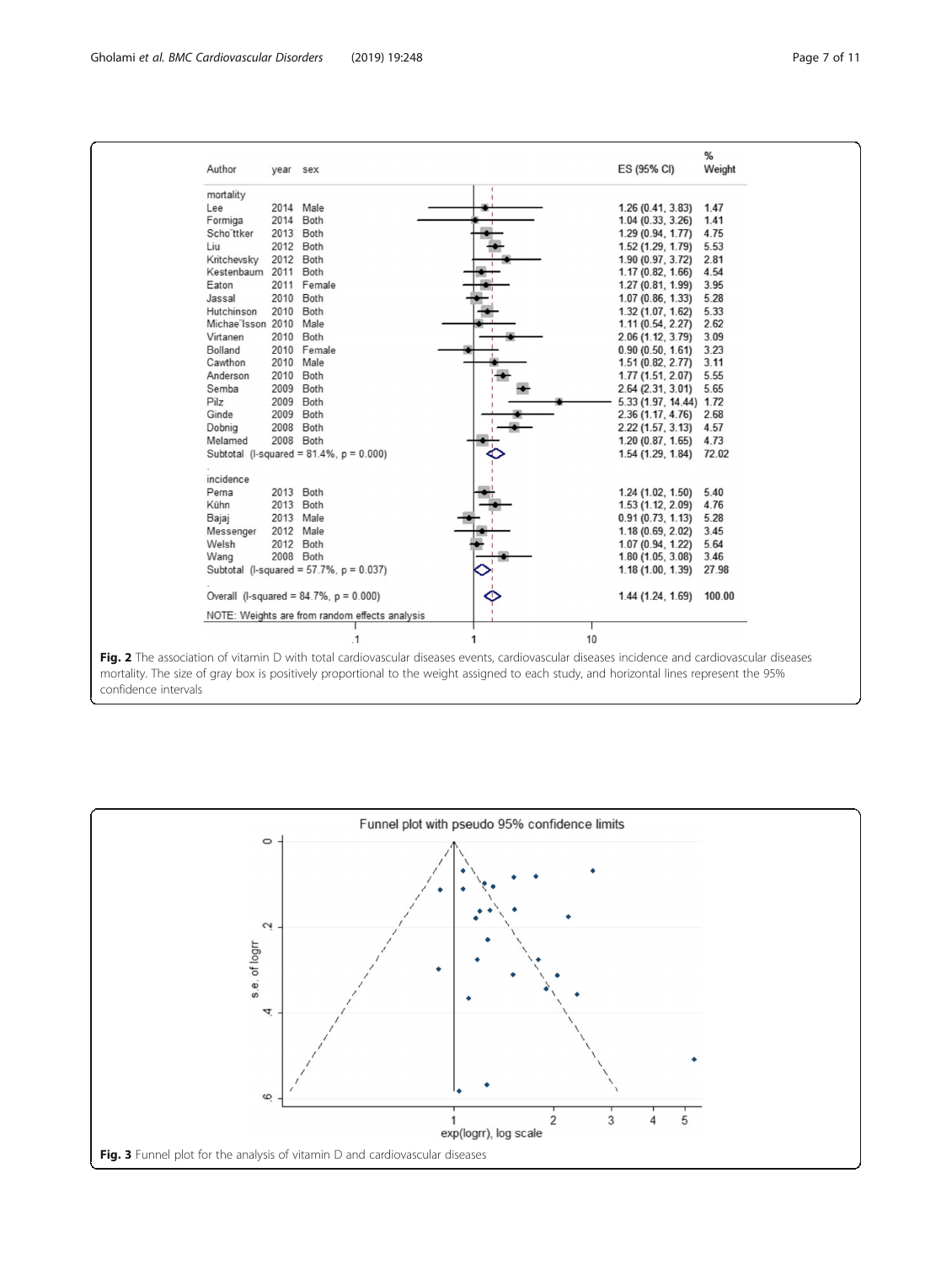Author year sex ES (95% CI) % Weight

mortality

Lee 2014 Male 1.26 (0.41, 3.83) 1.47

Formiga 2014 Both 1.04 (0.33, 3.26) 1.41

Schöttker 2013 Both 1.29 (0.94, 1.77) 4.75

Liu 2012 Both 1.52 (1.29, 1.79) 5.53

Kritchevsky 2012 Both 1.90 (0.97, 3.72) 2.81

Kestenbaum 2011 Both 1.17 (0.82, 1.66) 4.54

Eaton 2011 Female 1.27 (0.81, 1.99) 3.95

Jassal 2010 Both 1.07 (0.86, 1.33) 5.28

Hutchinson 2010 Both 1.32 (1.07, 1.62) 5.33

Michaëlsson 2010 Male 1.11 (0.54, 2.27) 2.62

Virtanen 2010 Both 2.06 (1.12, 3.79) 3.09

Bolland 2010 Female 0.90 (0.50, 1.61) 3.23

Cawthon 2010 Male 1.51 (0.82, 2.77) 3.11

Anderson 2010 Both 1.77 (1.51, 2.07) 5.55

Semba 2009 Both 2.64 (2.31, 3.01) 5.65

Pilz 2009 Both 5.33 (1.97, 14.44) 1.72

Ginde 2009 Both 2.36 (1.17, 4.76) 2.68

Dobnig 2008 Both 2.22 (1.57, 3.13) 4.57

Melamed 2008 Both 1.20 (0.87, 1.65) 4.73

Subtotal (I-squared = 81.4%, p = 0.000) 1.54 (1.29, 1.84) 72.02

incidence

Perna 2013 Both 1.24 (1.02, 1.50) 5.40

Kühn 2013 Both 1.53 (1.12, 2.09) 4.76

Bajaj 2013 Male 0.91 (0.73, 1.13) 5.28

Messenger 2012 Male 1.18 (0.69, 2.02) 3.45

Welsh 2012 Both 1.07 (0.94, 1.22) 5.64

Wang 2008 Both 1.80 (1.05, 3.08) 3.46

Subtotal (I-squared = 57.7%, p = 0.037) 1.18 (1.00, 1.39) 27.98

Overall (I-squared = 84.7%, p = 0.000) 1.44 (1.24, 1.69) 100.00

NOTE: Weights are from random effects analysis

.1 1 10

**Fig. 2** The association of vitamin D with total cardiovascular diseases events, cardiovascular diseases incidence and cardiovascular diseases mortality. The size of gray box is positively proportional to the weight assigned to each study, and horizontal lines represent the 95% confidence intervals

Funnel plot with pseudo 95% confidence limits

s.e. of logrr

0 .2 .4 .6

1 2 3 4 5

exp(logrr), log scale

**Fig. 3** Funnel plot for the analysis of vitamin D and cardiovascular diseases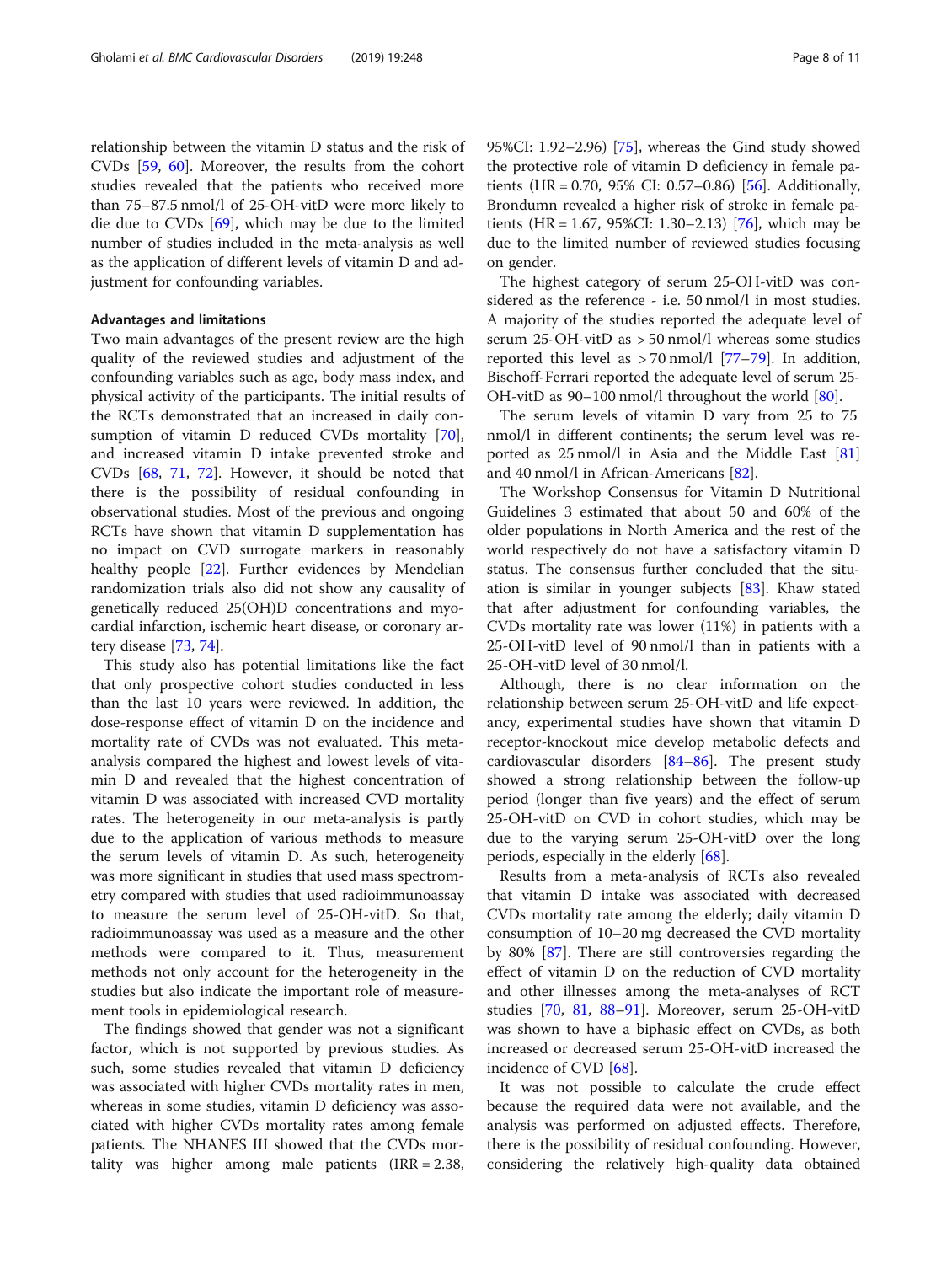relationship between the vitamin D status and the risk of CVDs [59, 60]. Moreover, the results from the cohort studies revealed that the patients who received more than 75–87.5 nmol/l of 25-OH-vitD were more likely to die due to CVDs [69], which may be due to the limited number of studies included in the meta-analysis as well as the application of different levels of vitamin D and adjustment for confounding variables.

### Advantages and limitations

Two main advantages of the present review are the high quality of the reviewed studies and adjustment of the confounding variables such as age, body mass index, and physical activity of the participants. The initial results of the RCTs demonstrated that an increased in daily consumption of vitamin D reduced CVDs mortality [70], and increased vitamin D intake prevented stroke and CVDs [68, 71, 72]. However, it should be noted that there is the possibility of residual confounding in observational studies. Most of the previous and ongoing RCTs have shown that vitamin D supplementation has no impact on CVD surrogate markers in reasonably healthy people [22]. Further evidences by Mendelian randomization trials also did not show any causality of genetically reduced 25(OH)D concentrations and myocardial infarction, ischemic heart disease, or coronary artery disease [73, 74].

This study also has potential limitations like the fact that only prospective cohort studies conducted in less than the last 10 years were reviewed. In addition, the dose-response effect of vitamin D on the incidence and mortality rate of CVDs was not evaluated. This meta-analysis compared the highest and lowest levels of vitamin D and revealed that the highest concentration of vitamin D was associated with increased CVD mortality rates. The heterogeneity in our meta-analysis is partly due to the application of various methods to measure the serum levels of vitamin D. As such, heterogeneity was more significant in studies that used mass spectrometry compared with studies that used radioimmunoassay to measure the serum level of 25-OH-vitD. So that, radioimmunoassay was used as a measure and the other methods were compared to it. Thus, measurement methods not only account for the heterogeneity in the studies but also indicate the important role of measurement tools in epidemiological research.

The findings showed that gender was not a significant factor, which is not supported by previous studies. As such, some studies revealed that vitamin D deficiency was associated with higher CVDs mortality rates in men, whereas in some studies, vitamin D deficiency was associated with higher CVDs mortality rates among female patients. The NHANES III showed that the CVDs mortality was higher among male patients (IRR = 2.38, 95%CI: 1.92–2.96) [75], whereas the Gind study showed the protective role of vitamin D deficiency in female patients (HR = 0.70, 95% CI: 0.57–0.86) [56]. Additionally, Brondumn revealed a higher risk of stroke in female patients (HR = 1.67, 95%CI: 1.30–2.13) [76], which may be due to the limited number of reviewed studies focusing on gender.

The highest category of serum 25-OH-vitD was considered as the reference - i.e. 50 nmol/l in most studies. A majority of the studies reported the adequate level of serum 25-OH-vitD as > 50 nmol/l whereas some studies reported this level as > 70 nmol/l [77–79]. In addition, Bischoff-Ferrari reported the adequate level of serum 25-OH-vitD as 90–100 nmol/l throughout the world [80].

The serum levels of vitamin D vary from 25 to 75 nmol/l in different continents; the serum level was reported as 25 nmol/l in Asia and the Middle East [81] and 40 nmol/l in African-Americans [82].

The Workshop Consensus for Vitamin D Nutritional Guidelines 3 estimated that about 50 and 60% of the older populations in North America and the rest of the world respectively do not have a satisfactory vitamin D status. The consensus further concluded that the situation is similar in younger subjects [83]. Khaw stated that after adjustment for confounding variables, the CVDs mortality rate was lower (11%) in patients with a 25-OH-vitD level of 90 nmol/l than in patients with a 25-OH-vitD level of 30 nmol/l.

Although, there is no clear information on the relationship between serum 25-OH-vitD and life expectancy, experimental studies have shown that vitamin D receptor-knockout mice develop metabolic defects and cardiovascular disorders [84–86]. The present study showed a strong relationship between the follow-up period (longer than five years) and the effect of serum 25-OH-vitD on CVD in cohort studies, which may be due to the varying serum 25-OH-vitD over the long periods, especially in the elderly [68].

Results from a meta-analysis of RCTs also revealed that vitamin D intake was associated with decreased CVDs mortality rate among the elderly; daily vitamin D consumption of 10–20 mg decreased the CVD mortality by 80% [87]. There are still controversies regarding the effect of vitamin D on the reduction of CVD mortality and other illnesses among the meta-analyses of RCT studies [70, 81, 88–91]. Moreover, serum 25-OH-vitD was shown to have a biphasic effect on CVDs, as both increased or decreased serum 25-OH-vitD increased the incidence of CVD [68].

It was not possible to calculate the crude effect because the required data were not available, and the analysis was performed on adjusted effects. Therefore, there is the possibility of residual confounding. However, considering the relatively high-quality data obtained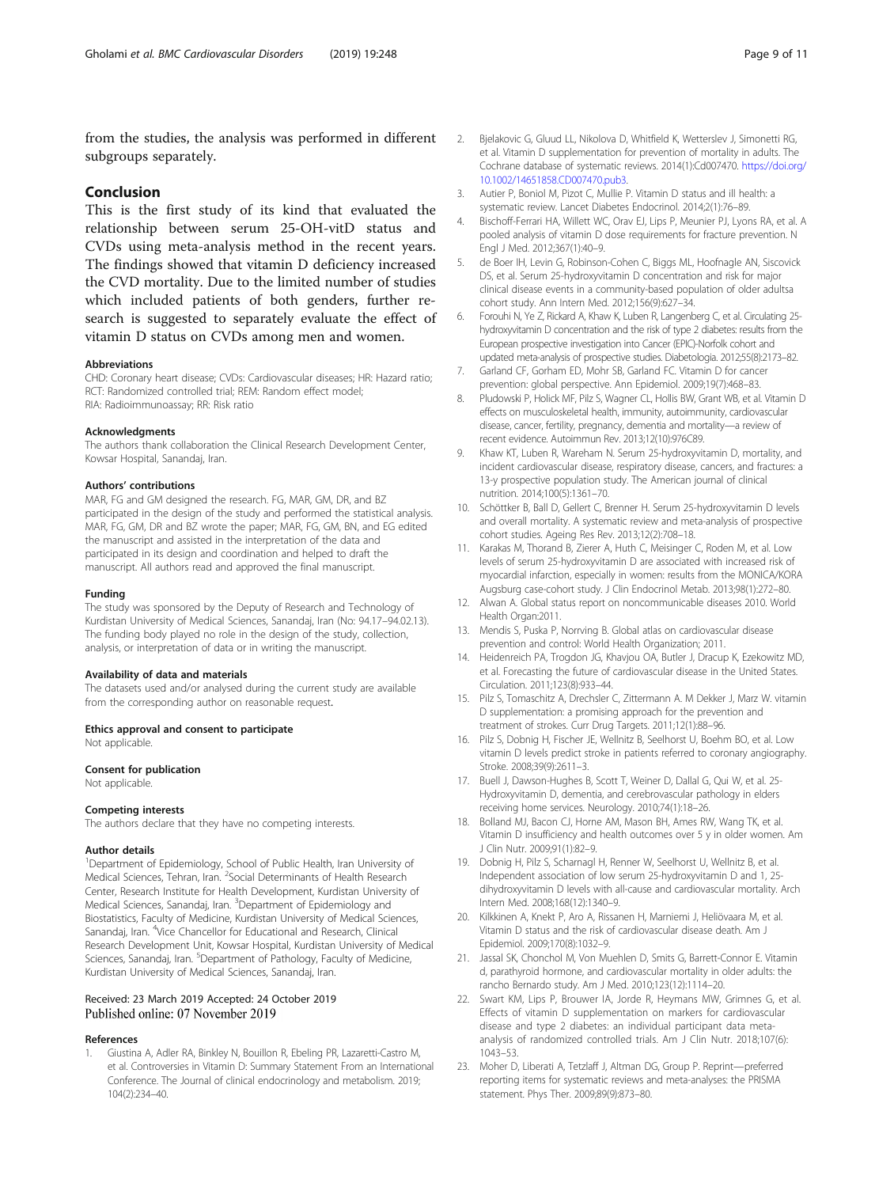from the studies, the analysis was performed in different subgroups separately.

## Conclusion

This is the first study of its kind that evaluated the relationship between serum 25-OH-vitD status and CVDs using meta-analysis method in the recent years. The findings showed that vitamin D deficiency increased the CVD mortality. Due to the limited number of studies which included patients of both genders, further research is suggested to separately evaluate the effect of vitamin D status on CVDs among men and women.

#### Abbreviations

CHD: Coronary heart disease; CVDs: Cardiovascular diseases; HR: Hazard ratio; RCT: Randomized controlled trial; REM: Random effect model; RIA: Radioimmunoassay; RR: Risk ratio

#### Acknowledgments

The authors thank collaboration the Clinical Research Development Center, Kowsar Hospital, Sanandaj, Iran.

#### Authors' contributions

MAR, FG and GM designed the research. FG, MAR, GM, DR, and BZ participated in the design of the study and performed the statistical analysis. MAR, FG, GM, DR and BZ wrote the paper; MAR, FG, GM, BN, and EG edited the manuscript and assisted in the interpretation of the data and participated in its design and coordination and helped to draft the manuscript. All authors read and approved the final manuscript.

#### Funding

The study was sponsored by the Deputy of Research and Technology of Kurdistan University of Medical Sciences, Sanandaj, Iran (No: 94.17–94.02.13). The funding body played no role in the design of the study, collection, analysis, or interpretation of data or in writing the manuscript.

#### Availability of data and materials

The datasets used and/or analysed during the current study are available from the corresponding author on reasonable request.

#### Ethics approval and consent to participate

Not applicable.

#### Consent for publication

Not applicable.

#### Competing interests

The authors declare that they have no competing interests.

#### Author details

[1]Department of Epidemiology, School of Public Health, Iran University of Medical Sciences, Tehran, Iran. [2]Social Determinants of Health Research Center, Research Institute for Health Development, Kurdistan University of Medical Sciences, Sanandaj, Iran. [3]Department of Epidemiology and Biostatistics, Faculty of Medicine, Kurdistan University of Medical Sciences, Sanandaj, Iran. [4]Vice Chancellor for Educational and Research, Clinical Research Development Unit, Kowsar Hospital, Kurdistan University of Medical Sciences, Sanandaj, Iran. [5]Department of Pathology, Faculty of Medicine, Kurdistan University of Medical Sciences, Sanandaj, Iran.

Received: 23 March 2019 Accepted: 24 October 2019
Published online: 07 November 2019

#### References

1. Giustina A, Adler RA, Binkley N, Bouillon R, Ebeling PR, Lazaretti-Castro M, et al. Controversies in Vitamin D: Summary Statement From an International Conference. The Journal of clinical endocrinology and metabolism. 2019; 104(2):234–40.
2. Bjelakovic G, Gluud LL, Nikolova D, Whitfield K, Wetterslev J, Simonetti RG, et al. Vitamin D supplementation for prevention of mortality in adults. The Cochrane database of systematic reviews. 2014(1):Cd007470. https://doi.org/10.1002/14651858.CD007470.pub3.
3. Autier P, Boniol M, Pizot C, Mullie P. Vitamin D status and ill health: a systematic review. Lancet Diabetes Endocrinol. 2014;2(1):76–89.
4. Bischoff-Ferrari HA, Willett WC, Orav EJ, Lips P, Meunier PJ, Lyons RA, et al. A pooled analysis of vitamin D dose requirements for fracture prevention. N Engl J Med. 2012;367(1):40–9.
5. de Boer IH, Levin G, Robinson-Cohen C, Biggs ML, Hoofnagle AN, Siscovick DS, et al. Serum 25-hydroxyvitamin D concentration and risk for major clinical disease events in a community-based population of older adultsa cohort study. Ann Intern Med. 2012;156(9):627–34.
6. Forouhi N, Ye Z, Rickard A, Khaw K, Luben R, Langenberg C, et al. Circulating 25-hydroxyvitamin D concentration and the risk of type 2 diabetes: results from the European prospective investigation into Cancer (EPIC)-Norfolk cohort and updated meta-analysis of prospective studies. Diabetologia. 2012;55(8):2173–82.
7. Garland CF, Gorham ED, Mohr SB, Garland FC. Vitamin D for cancer prevention: global perspective. Ann Epidemiol. 2009;19(7):468–83.
8. Pludowski P, Holick MF, Pilz S, Wagner CL, Hollis BW, Grant WB, et al. Vitamin D effects on musculoskeletal health, immunity, autoimmunity, cardiovascular disease, cancer, fertility, pregnancy, dementia and mortality—a review of recent evidence. Autoimmun Rev. 2013;12(10):976C89.
9. Khaw KT, Luben R, Wareham N. Serum 25-hydroxyvitamin D, mortality, and incident cardiovascular disease, respiratory disease, cancers, and fractures: a 13-y prospective population study. The American journal of clinical nutrition. 2014;100(5):1361–70.
10. Schöttker B, Ball D, Gellert C, Brenner H. Serum 25-hydroxyvitamin D levels and overall mortality. A systematic review and meta-analysis of prospective cohort studies. Ageing Res Rev. 2013;12(2):708–18.
11. Karakas M, Thorand B, Zierer A, Huth C, Meisinger C, Roden M, et al. Low levels of serum 25-hydroxyvitamin D are associated with increased risk of myocardial infarction, especially in women: results from the MONICA/KORA Augsburg case-cohort study. J Clin Endocrinol Metab. 2013;98(1):272–80.
12. Alwan A. Global status report on noncommunicable diseases 2010. World Health Organ:2011.
13. Mendis S, Puska P, Norrving B. Global atlas on cardiovascular disease prevention and control: World Health Organization; 2011.
14. Heidenreich PA, Trogdon JG, Khavjou OA, Butler J, Dracup K, Ezekowitz MD, et al. Forecasting the future of cardiovascular disease in the United States. Circulation. 2011;123(8):933–44.
15. Pilz S, Tomaschitz A, Drechsler C, Zittermann A. M Dekker J, Marz W. vitamin D supplementation: a promising approach for the prevention and treatment of strokes. Curr Drug Targets. 2011;12(1):88–96.
16. Pilz S, Dobnig H, Fischer JE, Wellnitz B, Seelhorst U, Boehm BO, et al. Low vitamin D levels predict stroke in patients referred to coronary angiography. Stroke. 2008;39(9):2611–3.
17. Buell J, Dawson-Hughes B, Scott T, Weiner D, Dallal G, Qui W, et al. 25-Hydroxyvitamin D, dementia, and cerebrovascular pathology in elders receiving home services. Neurology. 2010;74(1):18–26.
18. Bolland MJ, Bacon CJ, Horne AM, Mason BH, Ames RW, Wang TK, et al. Vitamin D insufficiency and health outcomes over 5 y in older women. Am J Clin Nutr. 2009;91(1):82–9.
19. Dobnig H, Pilz S, Scharnagl H, Renner W, Seelhorst U, Wellnitz B, et al. Independent association of low serum 25-hydroxyvitamin D and 1, 25-dihydroxyvitamin D levels with all-cause and cardiovascular mortality. Arch Intern Med. 2008;168(12):1340–9.
20. Kilkkinen A, Knekt P, Aro A, Rissanen H, Marniemi J, Heliövaara M, et al. Vitamin D status and the risk of cardiovascular disease death. Am J Epidemiol. 2009;170(8):1032–9.
21. Jassal SK, Chonchol M, Von Muehlen D, Smits G, Barrett-Connor E. Vitamin d, parathyroid hormone, and cardiovascular mortality in older adults: the rancho Bernardo study. Am J Med. 2010;123(12):1114–20.
22. Swart KM, Lips P, Brouwer IA, Jorde R, Heymans MW, Grimnes G, et al. Effects of vitamin D supplementation on markers for cardiovascular disease and type 2 diabetes: an individual participant data meta-analysis of randomized controlled trials. Am J Clin Nutr. 2018;107(6): 1043–53.
23. Moher D, Liberati A, Tetzlaff J, Altman DG, Group P. Reprint—preferred reporting items for systematic reviews and meta-analyses: the PRISMA statement. Phys Ther. 2009;89(9):873–80.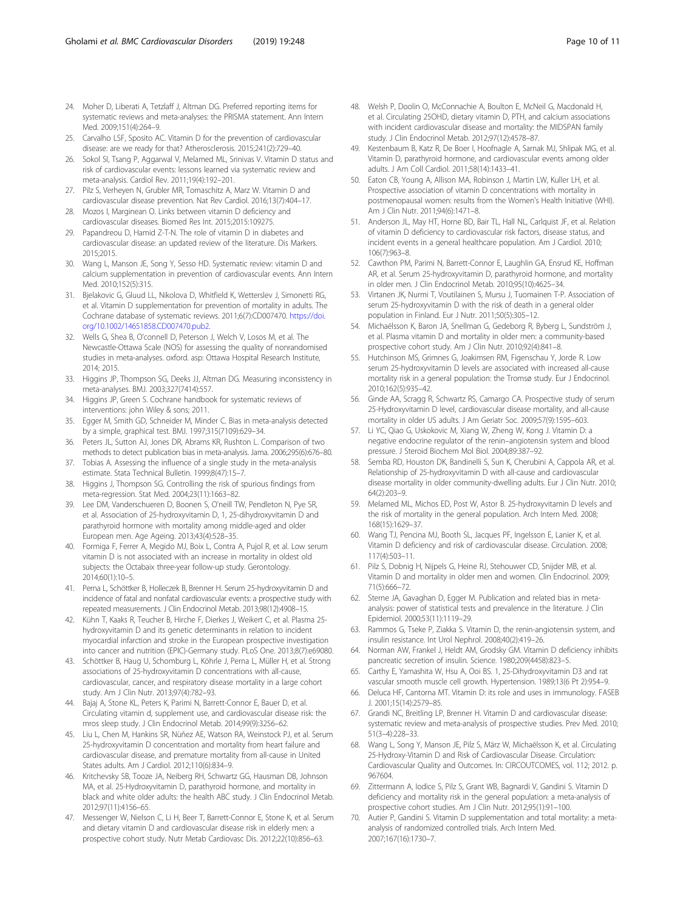24. Moher D, Liberati A, Tetzlaff J, Altman DG. Preferred reporting items for systematic reviews and meta-analyses: the PRISMA statement. Ann Intern Med. 2009;151(4):264–9.
25. Carvalho LSF, Sposito AC. Vitamin D for the prevention of cardiovascular disease: are we ready for that? Atherosclerosis. 2015;241(2):729–40.
26. Sokol SI, Tsang P, Aggarwal V, Melamed ML, Srinivas V. Vitamin D status and risk of cardiovascular events: lessons learned via systematic review and meta-analysis. Cardiol Rev. 2011;19(4):192–201.
27. Pilz S, Verheyen N, Grubler MR, Tomaschitz A, Marz W. Vitamin D and cardiovascular disease prevention. Nat Rev Cardiol. 2016;13(7):404–17.
28. Mozos I, Marginean O. Links between vitamin D deficiency and cardiovascular diseases. Biomed Res Int. 2015;2015:109275.
29. Papandreou D, Hamid Z-T-N. The role of vitamin D in diabetes and cardiovascular disease: an updated review of the literature. Dis Markers. 2015;2015.
30. Wang L, Manson JE, Song Y, Sesso HD. Systematic review: vitamin D and calcium supplementation in prevention of cardiovascular events. Ann Intern Med. 2010;152(5):315.
31. Bjelakovic G, Gluud LL, Nikolova D, Whitfield K, Wetterslev J, Simonetti RG, et al. Vitamin D supplementation for prevention of mortality in adults. The Cochrane database of systematic reviews. 2011;6(7):CD007470. https://doi.org/10.1002/14651858.CD007470.pub2.
32. Wells G, Shea B, O'connell D, Peterson J, Welch V, Losos M, et al. The Newcastle-Ottawa Scale (NOS) for assessing the quality of nonrandomised studies in meta-analyses. oxford. asp: Ottawa Hospital Research Institute, 2014; 2015.
33. Higgins JP, Thompson SG, Deeks JJ, Altman DG. Measuring inconsistency in meta-analyses. BMJ. 2003;327(7414):557.
34. Higgins JP, Green S. Cochrane handbook for systematic reviews of interventions: john Wiley & sons; 2011.
35. Egger M, Smith GD, Schneider M, Minder C. Bias in meta-analysis detected by a simple, graphical test. BMJ. 1997;315(7109):629–34.
36. Peters JL, Sutton AJ, Jones DR, Abrams KR, Rushton L. Comparison of two methods to detect publication bias in meta-analysis. Jama. 2006;295(6):676–80.
37. Tobias A. Assessing the influence of a single study in the meta-analysis estimate. Stata Technical Bulletin. 1999;8(47):15–7.
38. Higgins J, Thompson SG. Controlling the risk of spurious findings from meta-regression. Stat Med. 2004;23(11):1663–82.
39. Lee DM, Vanderschueren D, Boonen S, O'neill TW, Pendleton N, Pye SR, et al. Association of 25-hydroxyvitamin D, 1, 25-dihydroxyvitamin D and parathyroid hormone with mortality among middle-aged and older European men. Age Ageing. 2013;43(4):528–35.
40. Formiga F, Ferrer A, Megido MJ, Boix L, Contra A, Pujol R, et al. Low serum vitamin D is not associated with an increase in mortality in oldest old subjects: the Octabaix three-year follow-up study. Gerontology. 2014;60(1):10–5.
41. Perna L, Schöttker B, Holleczek B, Brenner H. Serum 25-hydroxyvitamin D and incidence of fatal and nonfatal cardiovascular events: a prospective study with repeated measurements. J Clin Endocrinol Metab. 2013;98(12):4908–15.
42. Kühn T, Kaaks R, Teucher B, Hirche F, Dierkes J, Weikert C, et al. Plasma 25-hydroxyvitamin D and its genetic determinants in relation to incident myocardial infarction and stroke in the European prospective investigation into cancer and nutrition (EPIC)-Germany study. PLoS One. 2013;8(7):e69080.
43. Schöttker B, Haug U, Schomburg L, Köhrle J, Perna L, Müller H, et al. Strong associations of 25-hydroxyvitamin D concentrations with all-cause, cardiovascular, cancer, and respiratory disease mortality in a large cohort study. Am J Clin Nutr. 2013;97(4):782–93.
44. Bajaj A, Stone KL, Peters K, Parimi N, Barrett-Connor E, Bauer D, et al. Circulating vitamin d, supplement use, and cardiovascular disease risk: the mros sleep study. J Clin Endocrinol Metab. 2014;99(9):3256–62.
45. Liu L, Chen M, Hankins SR, Nùñez AE, Watson RA, Weinstock PJ, et al. Serum 25-hydroxyvitamin D concentration and mortality from heart failure and cardiovascular disease, and premature mortality from all-cause in United States adults. Am J Cardiol. 2012;110(6):834–9.
46. Kritchevsky SB, Tooze JA, Neiberg RH, Schwartz GG, Hausman DB, Johnson MA, et al. 25-Hydroxyvitamin D, parathyroid hormone, and mortality in black and white older adults: the health ABC study. J Clin Endocrinol Metab. 2012;97(11):4156–65.
47. Messenger W, Nielson C, Li H, Beer T, Barrett-Connor E, Stone K, et al. Serum and dietary vitamin D and cardiovascular disease risk in elderly men: a prospective cohort study. Nutr Metab Cardiovasc Dis. 2012;22(10):856–63.
48. Welsh P, Doolin O, McConnachie A, Boulton E, McNeil G, Macdonald H, et al. Circulating 25OHD, dietary vitamin D, PTH, and calcium associations with incident cardiovascular disease and mortality: the MIDSPAN family study. J Clin Endocrinol Metab. 2012;97(12):4578–87.
49. Kestenbaum B, Katz R, De Boer I, Hoofnagle A, Sarnak MJ, Shlipak MG, et al. Vitamin D, parathyroid hormone, and cardiovascular events among older adults. J Am Coll Cardiol. 2011;58(14):1433–41.
50. Eaton CB, Young A, Allison MA, Robinson J, Martin LW, Kuller LH, et al. Prospective association of vitamin D concentrations with mortality in postmenopausal women: results from the Women's Health Initiative (WHI). Am J Clin Nutr. 2011;94(6):1471–8.
51. Anderson JL, May HT, Horne BD, Bair TL, Hall NL, Carlquist JF, et al. Relation of vitamin D deficiency to cardiovascular risk factors, disease status, and incident events in a general healthcare population. Am J Cardiol. 2010; 106(7):963–8.
52. Cawthon PM, Parimi N, Barrett-Connor E, Laughlin GA, Ensrud KE, Hoffman AR, et al. Serum 25-hydroxyvitamin D, parathyroid hormone, and mortality in older men. J Clin Endocrinol Metab. 2010;95(10):4625–34.
53. Virtanen JK, Nurmi T, Voutilainen S, Mursu J, Tuomainen T-P. Association of serum 25-hydroxyvitamin D with the risk of death in a general older population in Finland. Eur J Nutr. 2011;50(5):305–12.
54. Michaëlsson K, Baron JA, Snellman G, Gedeborg R, Byberg L, Sundström J, et al. Plasma vitamin D and mortality in older men: a community-based prospective cohort study. Am J Clin Nutr. 2010;92(4):841–8.
55. Hutchinson MS, Grimnes G, Joakimsen RM, Figenschau Y, Jorde R. Low serum 25-hydroxyvitamin D levels are associated with increased all-cause mortality risk in a general population: the Tromsø study. Eur J Endocrinol. 2010;162(5):935–42.
56. Ginde AA, Scragg R, Schwartz RS, Camargo CA. Prospective study of serum 25-Hydroxyvitamin D level, cardiovascular disease mortality, and all-cause mortality in older US adults. J Am Geriatr Soc. 2009;57(9):1595–603.
57. Li YC, Qiao G, Uskokovic M, Xiang W, Zheng W, Kong J. Vitamin D: a negative endocrine regulator of the renin–angiotensin system and blood pressure. J Steroid Biochem Mol Biol. 2004;89:387–92.
58. Semba RD, Houston DK, Bandinelli S, Sun K, Cherubini A, Cappola AR, et al. Relationship of 25-hydroxyvitamin D with all-cause and cardiovascular disease mortality in older community-dwelling adults. Eur J Clin Nutr. 2010; 64(2):203–9.
59. Melamed ML, Michos ED, Post W, Astor B. 25-hydroxyvitamin D levels and the risk of mortality in the general population. Arch Intern Med. 2008; 168(15):1629–37.
60. Wang TJ, Pencina MJ, Booth SL, Jacques PF, Ingelsson E, Lanier K, et al. Vitamin D deficiency and risk of cardiovascular disease. Circulation. 2008; 117(4):503–11.
61. Pilz S, Dobnig H, Nijpels G, Heine RJ, Stehouwer CD, Snijder MB, et al. Vitamin D and mortality in older men and women. Clin Endocrinol. 2009; 71(5):666–72.
62. Sterne JA, Gavaghan D, Egger M. Publication and related bias in meta-analysis: power of statistical tests and prevalence in the literature. J Clin Epidemiol. 2000;53(11):1119–29.
63. Rammos G, Tseke P, Ziakka S. Vitamin D, the renin-angiotensin system, and insulin resistance. Int Urol Nephrol. 2008;40(2):419–26.
64. Norman AW, Frankel J, Heldt AM, Grodsky GM. Vitamin D deficiency inhibits pancreatic secretion of insulin. Science. 1980;209(4458):823–5.
65. Carthy E, Yamashita W, Hsu A, Ooi BS. 1, 25-Dihydroxyvitamin D3 and rat vascular smooth muscle cell growth. Hypertension. 1989;13(6 Pt 2):954–9.
66. Deluca HF, Cantorna MT. Vitamin D: its role and uses in immunology. FASEB J. 2001;15(14):2579–85.
67. Grandi NC, Breitling LP, Brenner H. Vitamin D and cardiovascular disease: systematic review and meta-analysis of prospective studies. Prev Med. 2010; 51(3–4):228–33.
68. Wang L, Song Y, Manson JE, Pilz S, März W, Michaëlsson K, et al. Circulating 25-Hydroxy-Vitamin D and Risk of Cardiovascular Disease. Circulation: Cardiovascular Quality and Outcomes. In: CIRCOUTCOMES, vol. 112; 2012. p. 967604.
69. Zittermann A, Iodice S, Pilz S, Grant WB, Bagnardi V, Gandini S. Vitamin D deficiency and mortality risk in the general population: a meta-analysis of prospective cohort studies. Am J Clin Nutr. 2012;95(1):91–100.
70. Autier P, Gandini S. Vitamin D supplementation and total mortality: a meta-analysis of randomized controlled trials. Arch Intern Med. 2007;167(16):1730–7.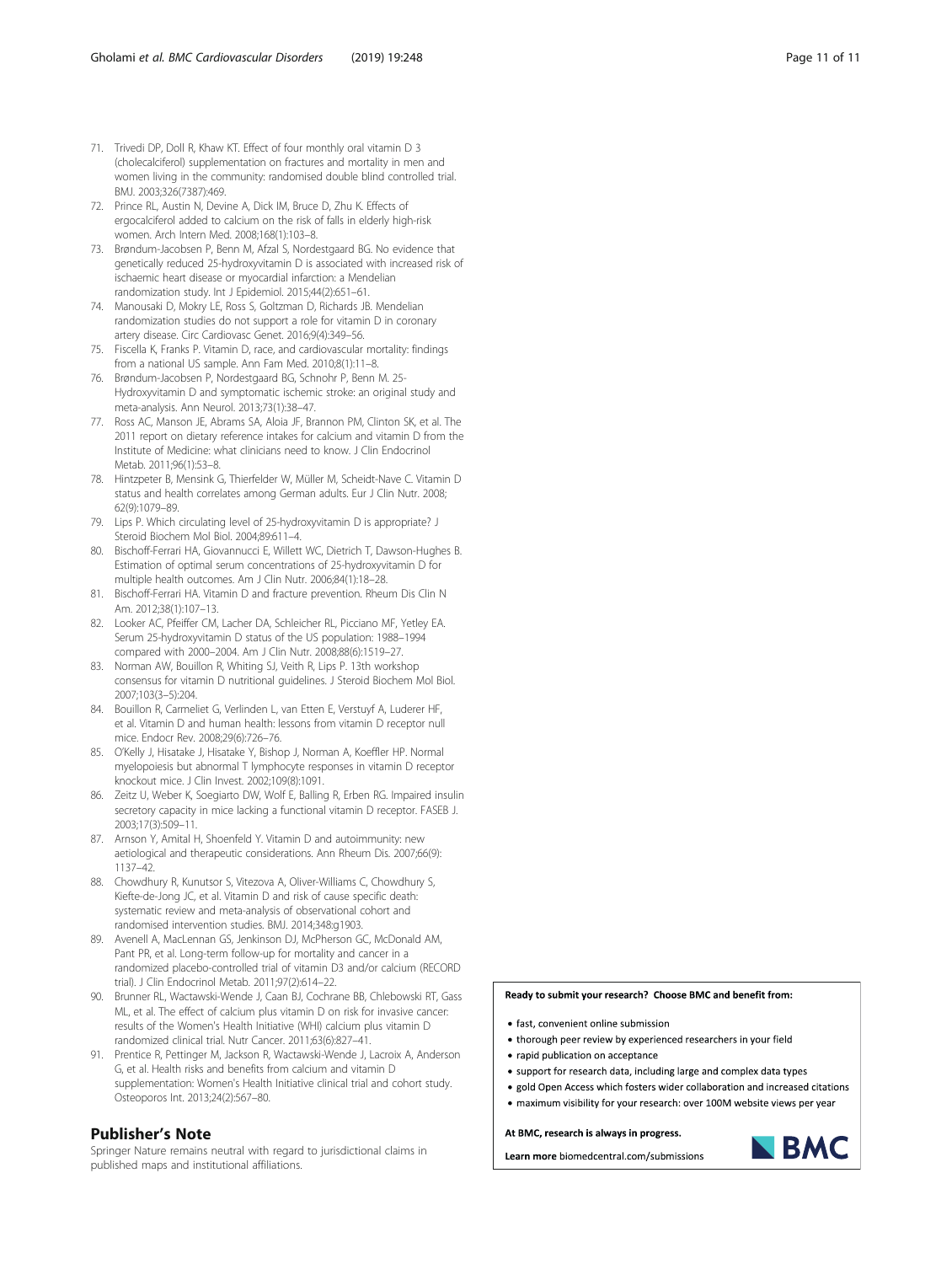71. Trivedi DP, Doll R, Khaw KT. Effect of four monthly oral vitamin D 3 (cholecalciferol) supplementation on fractures and mortality in men and women living in the community: randomised double blind controlled trial. BMJ. 2003;326(7387):469.
72. Prince RL, Austin N, Devine A, Dick IM, Bruce D, Zhu K. Effects of ergocalciferol added to calcium on the risk of falls in elderly high-risk women. Arch Intern Med. 2008;168(1):103–8.
73. Brøndum-Jacobsen P, Benn M, Afzal S, Nordestgaard BG. No evidence that genetically reduced 25-hydroxyvitamin D is associated with increased risk of ischaemic heart disease or myocardial infarction: a Mendelian randomization study. Int J Epidemiol. 2015;44(2):651–61.
74. Manousaki D, Mokry LE, Ross S, Goltzman D, Richards JB. Mendelian randomization studies do not support a role for vitamin D in coronary artery disease. Circ Cardiovasc Genet. 2016;9(4):349–56.
75. Fiscella K, Franks P. Vitamin D, race, and cardiovascular mortality: findings from a national US sample. Ann Fam Med. 2010;8(1):11–8.
76. Brøndum-Jacobsen P, Nordestgaard BG, Schnohr P, Benn M. 25-Hydroxyvitamin D and symptomatic ischemic stroke: an original study and meta-analysis. Ann Neurol. 2013;73(1):38–47.
77. Ross AC, Manson JE, Abrams SA, Aloia JF, Brannon PM, Clinton SK, et al. The 2011 report on dietary reference intakes for calcium and vitamin D from the Institute of Medicine: what clinicians need to know. J Clin Endocrinol Metab. 2011;96(1):53–8.
78. Hintzpeter B, Mensink G, Thierfelder W, Müller M, Scheidt-Nave C. Vitamin D status and health correlates among German adults. Eur J Clin Nutr. 2008; 62(9):1079–89.
79. Lips P. Which circulating level of 25-hydroxyvitamin D is appropriate? J Steroid Biochem Mol Biol. 2004;89:611–4.
80. Bischoff-Ferrari HA, Giovannucci E, Willett WC, Dietrich T, Dawson-Hughes B. Estimation of optimal serum concentrations of 25-hydroxyvitamin D for multiple health outcomes. Am J Clin Nutr. 2006;84(1):18–28.
81. Bischoff-Ferrari HA. Vitamin D and fracture prevention. Rheum Dis Clin N Am. 2012;38(1):107–13.
82. Looker AC, Pfeiffer CM, Lacher DA, Schleicher RL, Picciano MF, Yetley EA. Serum 25-hydroxyvitamin D status of the US population: 1988–1994 compared with 2000–2004. Am J Clin Nutr. 2008;88(6):1519–27.
83. Norman AW, Bouillon R, Whiting SJ, Veith R, Lips P. 13th workshop consensus for vitamin D nutritional guidelines. J Steroid Biochem Mol Biol. 2007;103(3–5):204.
84. Bouillon R, Carmeliet G, Verlinden L, van Etten E, Verstuyf A, Luderer HF, et al. Vitamin D and human health: lessons from vitamin D receptor null mice. Endocr Rev. 2008;29(6):726–76.
85. O'Kelly J, Hisatake J, Hisatake Y, Bishop J, Norman A, Koeffler HP. Normal myelopoiesis but abnormal T lymphocyte responses in vitamin D receptor knockout mice. J Clin Invest. 2002;109(8):1091.
86. Zeitz U, Weber K, Soegiarto DW, Wolf E, Balling R, Erben RG. Impaired insulin secretory capacity in mice lacking a functional vitamin D receptor. FASEB J. 2003;17(3):509–11.
87. Arnson Y, Amital H, Shoenfeld Y. Vitamin D and autoimmunity: new aetiological and therapeutic considerations. Ann Rheum Dis. 2007;66(9): 1137–42.
88. Chowdhury R, Kunutsor S, Vitezova A, Oliver-Williams C, Chowdhury S, Kiefte-de-Jong JC, et al. Vitamin D and risk of cause specific death: systematic review and meta-analysis of observational cohort and randomised intervention studies. BMJ. 2014;348:g1903.
89. Avenell A, MacLennan GS, Jenkinson DJ, McPherson GC, McDonald AM, Pant PR, et al. Long-term follow-up for mortality and cancer in a randomized placebo-controlled trial of vitamin D3 and/or calcium (RECORD trial). J Clin Endocrinol Metab. 2011;97(2):614–22.
90. Brunner RL, Wactawski-Wende J, Caan BJ, Cochrane BB, Chlebowski RT, Gass ML, et al. The effect of calcium plus vitamin D on risk for invasive cancer: results of the Women's Health Initiative (WHI) calcium plus vitamin D randomized clinical trial. Nutr Cancer. 2011;63(6):827–41.
91. Prentice R, Pettinger M, Jackson R, Wactawski-Wende J, Lacroix A, Anderson G, et al. Health risks and benefits from calcium and vitamin D supplementation: Women's Health Initiative clinical trial and cohort study. Osteoporos Int. 2013;24(2):567–80.

## Publisher's Note

Springer Nature remains neutral with regard to jurisdictional claims in published maps and institutional affiliations.

**Ready to submit your research? Choose BMC and benefit from:**

- fast, convenient online submission
- thorough peer review by experienced researchers in your field
- rapid publication on acceptance
- support for research data, including large and complex data types
- gold Open Access which fosters wider collaboration and increased citations
- maximum visibility for your research: over 100M website views per year

**At BMC, research is always in progress.**

**Learn more** biomedcentral.com/submissions

BMC